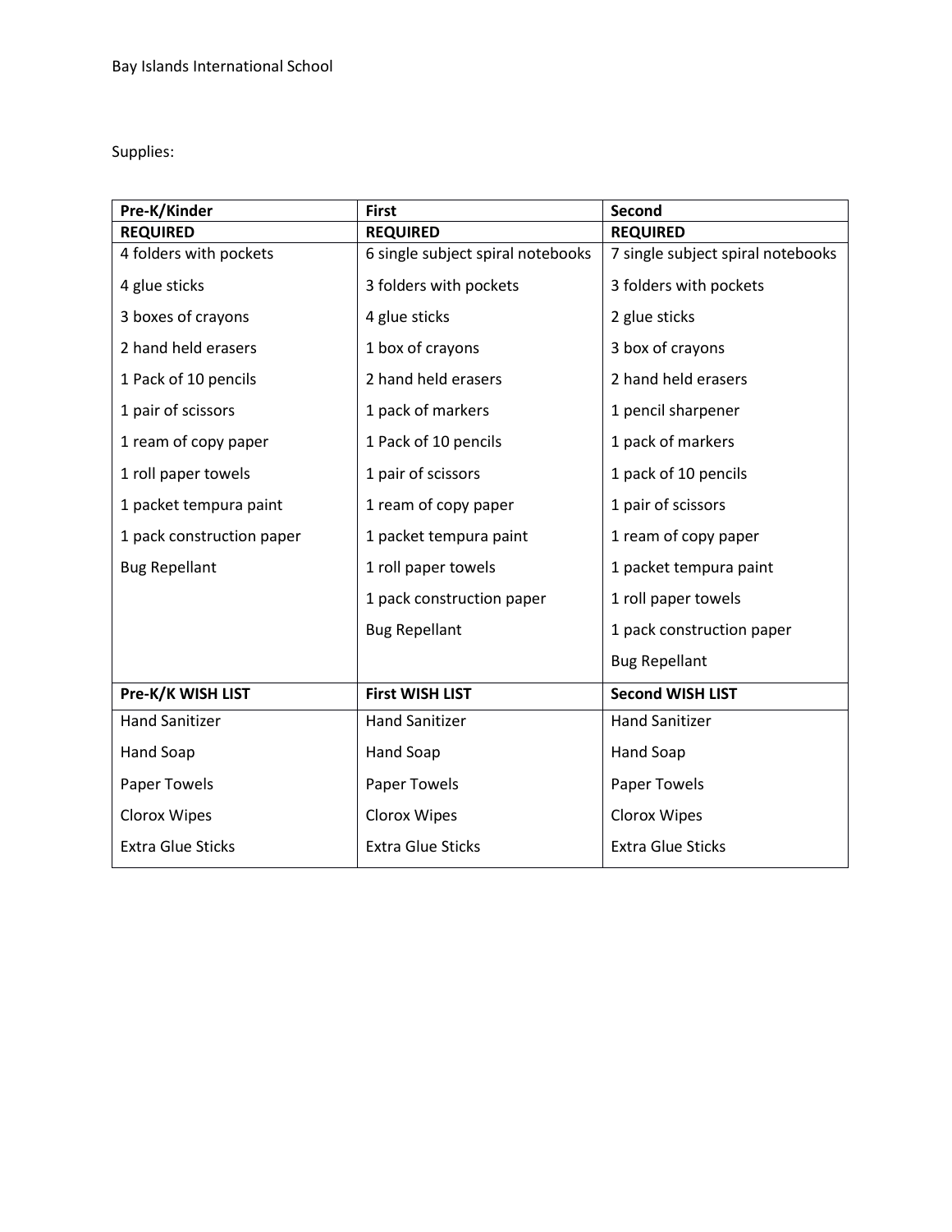Bay Islands International School

Supplies:

| Pre-K/Kinder | First | Second |
|---|---|---|
| **REQUIRED** | **REQUIRED** | **REQUIRED** |
| 4 folders with pockets | 6 single subject spiral notebooks | 7 single subject spiral notebooks |
| 4 glue sticks | 3 folders with pockets | 3 folders with pockets |
| 3 boxes of crayons | 4 glue sticks | 2 glue sticks |
| 2 hand held erasers | 1 box of crayons | 3 box of crayons |
| 1 Pack of 10 pencils | 2 hand held erasers | 2 hand held erasers |
| 1 pair of scissors | 1 pack of markers | 1 pencil sharpener |
| 1 ream of copy paper | 1 Pack of 10 pencils | 1 pack of markers |
| 1 roll paper towels | 1 pair of scissors | 1 pack of 10 pencils |
| 1 packet tempura paint | 1 ream of copy paper | 1 pair of scissors |
| 1 pack construction paper | 1 packet tempura paint | 1 ream of copy paper |
| Bug Repellant | 1 roll paper towels | 1 packet tempura paint |
| | 1 pack construction paper | 1 roll paper towels |
| | Bug Repellant | 1 pack construction paper |
| | | Bug Repellant |
| **Pre-K/K WISH LIST** | **First WISH LIST** | **Second WISH LIST** |
| Hand Sanitizer | Hand Sanitizer | Hand Sanitizer |
| Hand Soap | Hand Soap | Hand Soap |
| Paper Towels | Paper Towels | Paper Towels |
| Clorox Wipes | Clorox Wipes | Clorox Wipes |
| Extra Glue Sticks | Extra Glue Sticks | Extra Glue Sticks |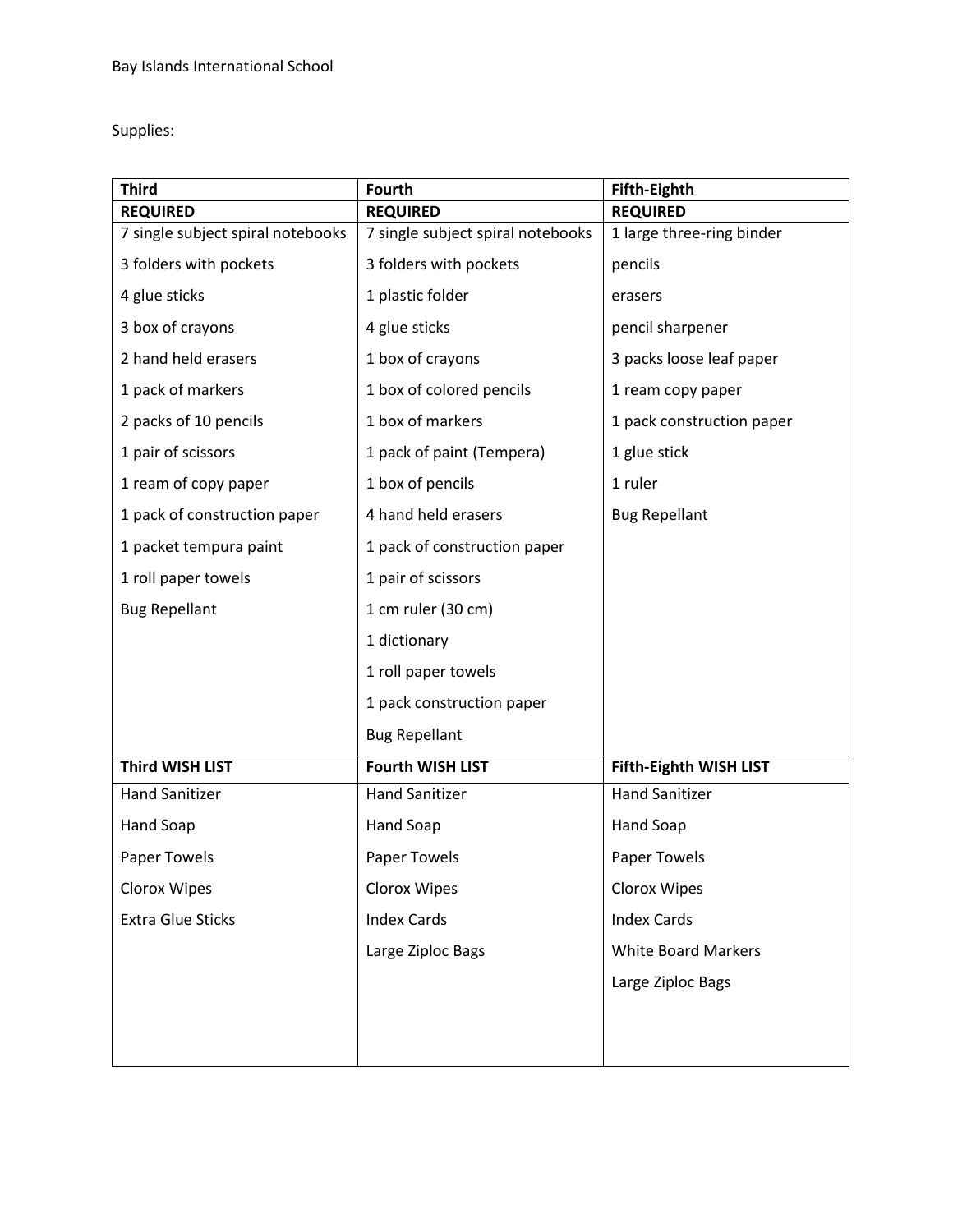Bay Islands International School

Supplies:

| Third | Fourth | Fifth-Eighth |
|---|---|---|
| **REQUIRED** | **REQUIRED** | **REQUIRED** |
| 7 single subject spiral notebooks | 7 single subject spiral notebooks | 1 large three-ring binder |
| 3 folders with pockets | 3 folders with pockets | pencils |
| 4 glue sticks | 1 plastic folder | erasers |
| 3 box of crayons | 4 glue sticks | pencil sharpener |
| 2 hand held erasers | 1 box of crayons | 3 packs loose leaf paper |
| 1 pack of markers | 1 box of colored pencils | 1 ream copy paper |
| 2 packs of 10 pencils | 1 box of markers | 1 pack construction paper |
| 1 pair of scissors | 1 pack of paint (Tempera) | 1 glue stick |
| 1 ream of copy paper | 1 box of pencils | 1 ruler |
| 1 pack of construction paper | 4 hand held erasers | Bug Repellant |
| 1 packet tempura paint | 1 pack of construction paper | |
| 1 roll paper towels | 1 pair of scissors | |
| Bug Repellant | 1 cm ruler (30 cm) | |
| | 1 dictionary | |
| | 1 roll paper towels | |
| | 1 pack construction paper | |
| | Bug Repellant | |
| **Third WISH LIST** | **Fourth WISH LIST** | **Fifth-Eighth WISH LIST** |
| Hand Sanitizer | Hand Sanitizer | Hand Sanitizer |
| Hand Soap | Hand Soap | Hand Soap |
| Paper Towels | Paper Towels | Paper Towels |
| Clorox Wipes | Clorox Wipes | Clorox Wipes |
| Extra Glue Sticks | Index Cards | Index Cards |
| | Large Ziploc Bags | White Board Markers |
| | | Large Ziploc Bags |